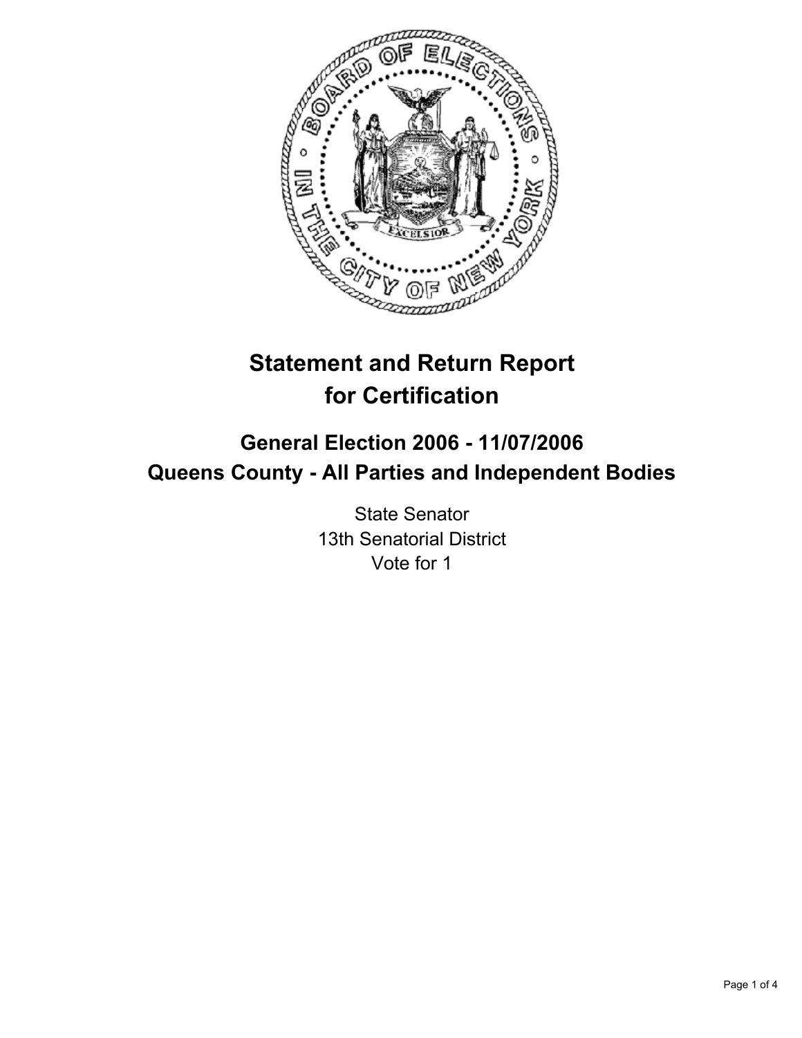# Statement and Return Report for Certification

## General Election 2006 - 11/07/2006
## Queens County - All Parties and Independent Bodies

State Senator
13th Senatorial District
Vote for 1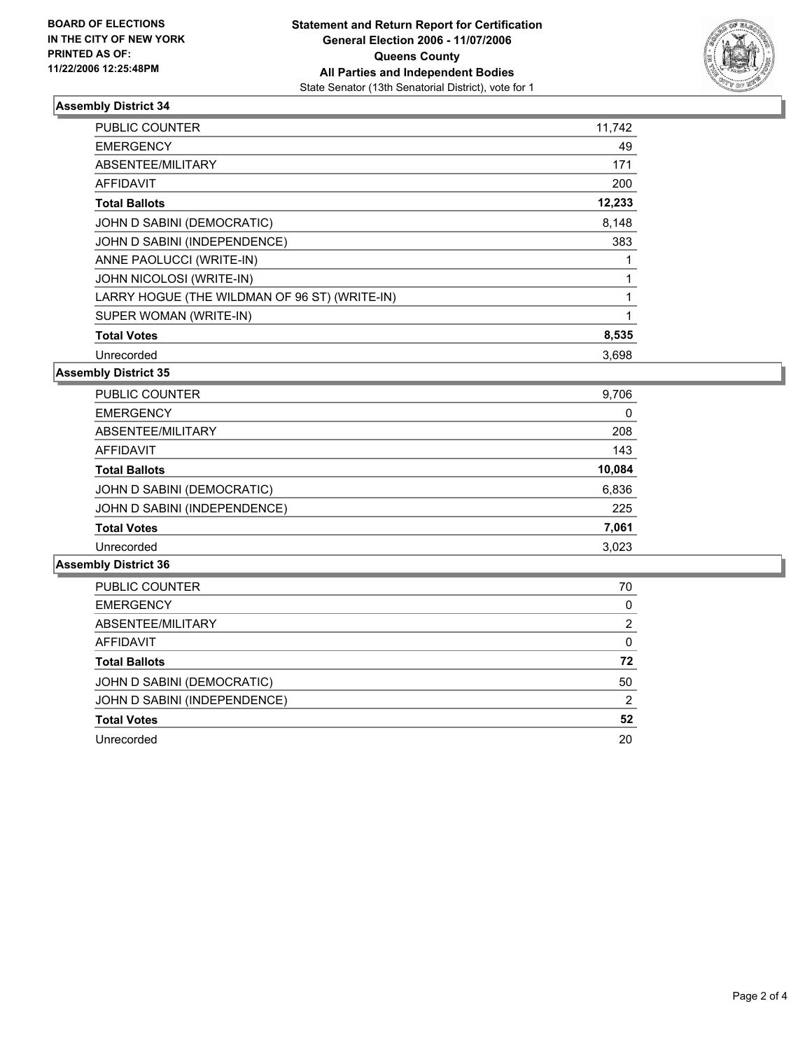**BOARD OF ELECTIONS IN THE CITY OF NEW YORK PRINTED AS OF: 11/22/2006 12:25:48PM**

**Statement and Return Report for Certification**
**General Election 2006 - 11/07/2006**
**Queens County**
**All Parties and Independent Bodies**
State Senator (13th Senatorial District), vote for 1

### Assembly District 34

| | |
|---|---|
| PUBLIC COUNTER | 11,742 |
| EMERGENCY | 49 |
| ABSENTEE/MILITARY | 171 |
| AFFIDAVIT | 200 |
| **Total Ballots** | **12,233** |
| JOHN D SABINI (DEMOCRATIC) | 8,148 |
| JOHN D SABINI (INDEPENDENCE) | 383 |
| ANNE PAOLUCCI (WRITE-IN) | 1 |
| JOHN NICOLOSI (WRITE-IN) | 1 |
| LARRY HOGUE (THE WILDMAN OF 96 ST) (WRITE-IN) | 1 |
| SUPER WOMAN (WRITE-IN) | 1 |
| **Total Votes** | **8,535** |
| Unrecorded | 3,698 |

### Assembly District 35

| | |
|---|---|
| PUBLIC COUNTER | 9,706 |
| EMERGENCY | 0 |
| ABSENTEE/MILITARY | 208 |
| AFFIDAVIT | 143 |
| **Total Ballots** | **10,084** |
| JOHN D SABINI (DEMOCRATIC) | 6,836 |
| JOHN D SABINI (INDEPENDENCE) | 225 |
| **Total Votes** | **7,061** |
| Unrecorded | 3,023 |

### Assembly District 36

| | |
|---|---|
| PUBLIC COUNTER | 70 |
| EMERGENCY | 0 |
| ABSENTEE/MILITARY | 2 |
| AFFIDAVIT | 0 |
| **Total Ballots** | **72** |
| JOHN D SABINI (DEMOCRATIC) | 50 |
| JOHN D SABINI (INDEPENDENCE) | 2 |
| **Total Votes** | **52** |
| Unrecorded | 20 |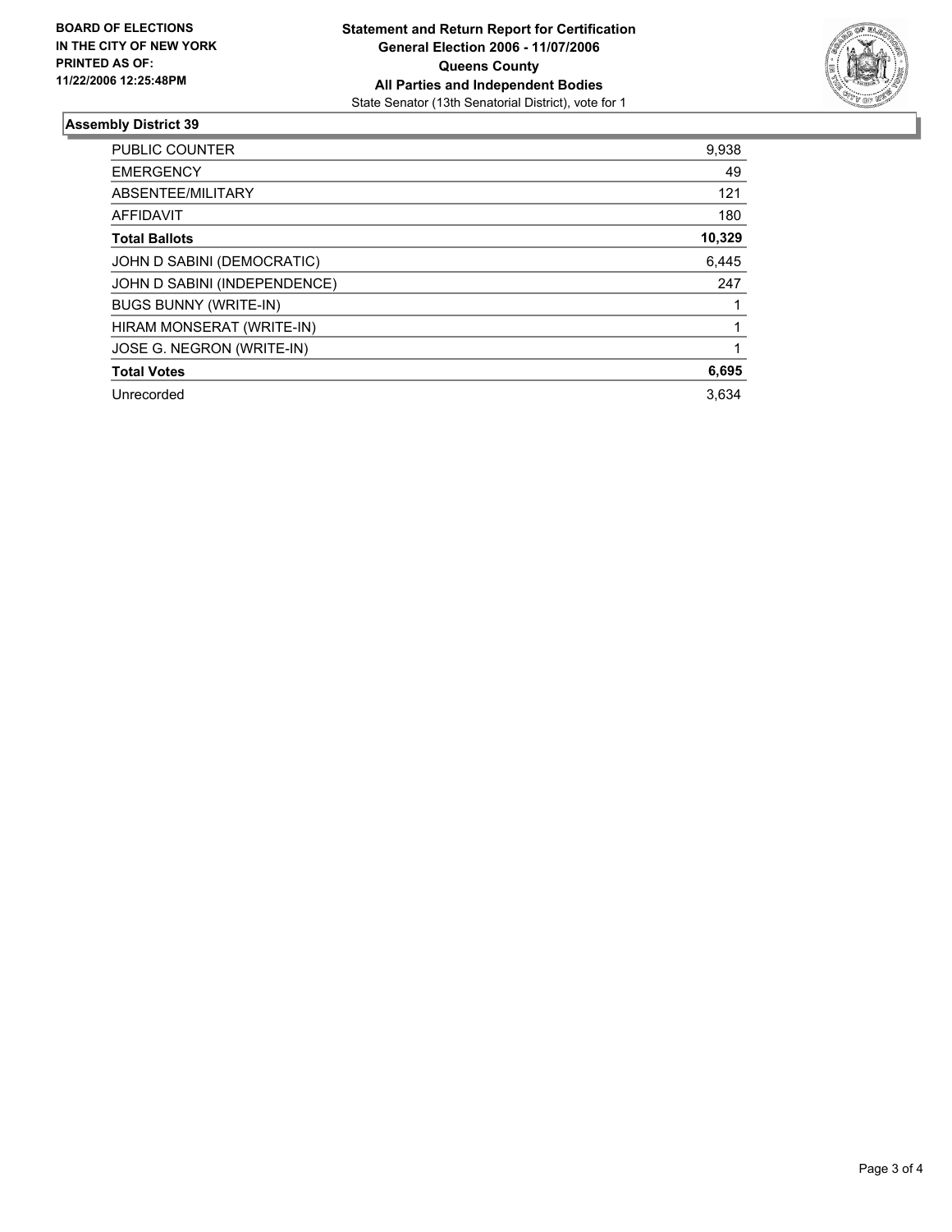**BOARD OF ELECTIONS IN THE CITY OF NEW YORK PRINTED AS OF: 11/22/2006 12:25:48PM**

**Statement and Return Report for Certification**
**General Election 2006 - 11/07/2006**
**Queens County**
**All Parties and Independent Bodies**
State Senator (13th Senatorial District), vote for 1

## Assembly District 39

| | |
|---|---|
| PUBLIC COUNTER | 9,938 |
| EMERGENCY | 49 |
| ABSENTEE/MILITARY | 121 |
| AFFIDAVIT | 180 |
| **Total Ballots** | **10,329** |
| JOHN D SABINI (DEMOCRATIC) | 6,445 |
| JOHN D SABINI (INDEPENDENCE) | 247 |
| BUGS BUNNY (WRITE-IN) | 1 |
| HIRAM MONSERAT (WRITE-IN) | 1 |
| JOSE G. NEGRON (WRITE-IN) | 1 |
| **Total Votes** | **6,695** |
| Unrecorded | 3,634 |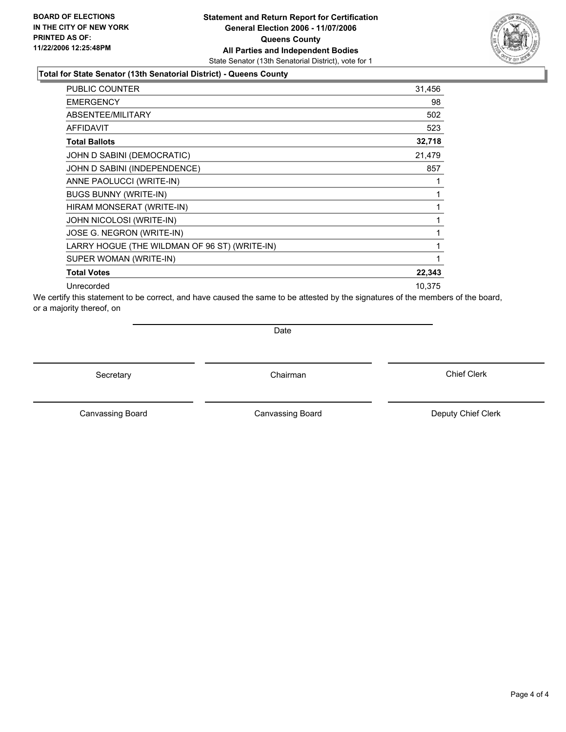**BOARD OF ELECTIONS IN THE CITY OF NEW YORK PRINTED AS OF: 11/22/2006 12:25:48PM**

**Statement and Return Report for Certification**
**General Election 2006 - 11/07/2006**
**Queens County**
**All Parties and Independent Bodies**
State Senator (13th Senatorial District), vote for 1

### Total for State Senator (13th Senatorial District) - Queens County

| | |
|---|---|
| PUBLIC COUNTER | 31,456 |
| EMERGENCY | 98 |
| ABSENTEE/MILITARY | 502 |
| AFFIDAVIT | 523 |
| **Total Ballots** | **32,718** |
| JOHN D SABINI (DEMOCRATIC) | 21,479 |
| JOHN D SABINI (INDEPENDENCE) | 857 |
| ANNE PAOLUCCI (WRITE-IN) | 1 |
| BUGS BUNNY (WRITE-IN) | 1 |
| HIRAM MONSERAT (WRITE-IN) | 1 |
| JOHN NICOLOSI (WRITE-IN) | 1 |
| JOSE G. NEGRON (WRITE-IN) | 1 |
| LARRY HOGUE (THE WILDMAN OF 96 ST) (WRITE-IN) | 1 |
| SUPER WOMAN (WRITE-IN) | 1 |
| **Total Votes** | **22,343** |
| Unrecorded | 10,375 |

We certify this statement to be correct, and have caused the same to be attested by the signatures of the members of the board, or a majority thereof, on

Date

Secretary    Chairman    Chief Clerk

Canvassing Board    Canvassing Board    Deputy Chief Clerk